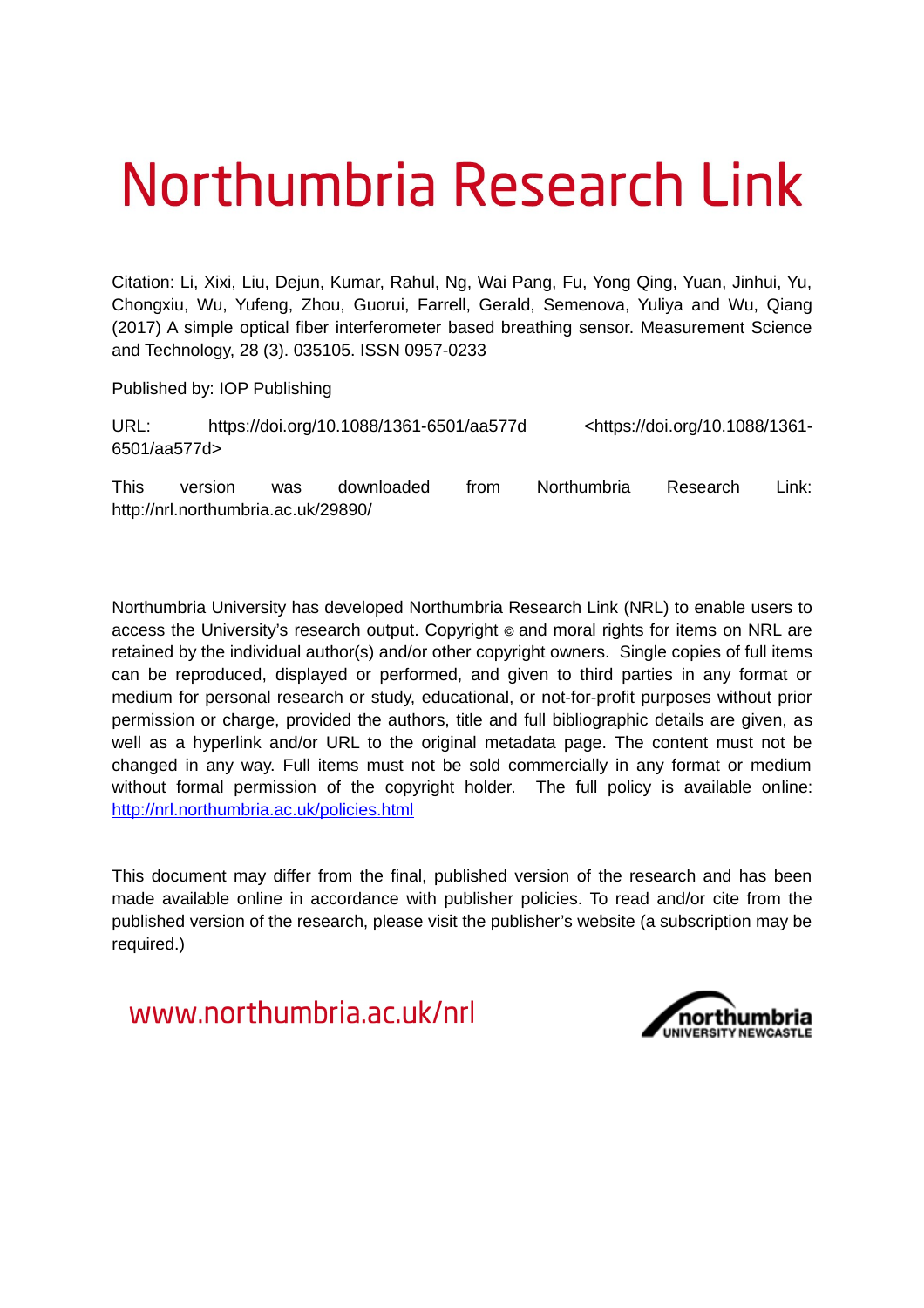# Northumbria Research Link

Citation: Li, Xixi, Liu, Dejun, Kumar, Rahul, Ng, Wai Pang, Fu, Yong Qing, Yuan, Jinhui, Yu, Chongxiu, Wu, Yufeng, Zhou, Guorui, Farrell, Gerald, Semenova, Yuliya and Wu, Qiang (2017) A simple optical fiber interferometer based breathing sensor. Measurement Science and Technology, 28 (3). 035105. ISSN 0957-0233

Published by: IOP Publishing

URL: https://doi.org/10.1088/1361-6501/aa577d <https://doi.org/10.1088/1361-6501/aa577d>

This version was downloaded from Northumbria Research Link: http://nrl.northumbria.ac.uk/29890/

Northumbria University has developed Northumbria Research Link (NRL) to enable users to access the University's research output. Copyright © and moral rights for items on NRL are retained by the individual author(s) and/or other copyright owners. Single copies of full items can be reproduced, displayed or performed, and given to third parties in any format or medium for personal research or study, educational, or not-for-profit purposes without prior permission or charge, provided the authors, title and full bibliographic details are given, as well as a hyperlink and/or URL to the original metadata page. The content must not be changed in any way. Full items must not be sold commercially in any format or medium without formal permission of the copyright holder. The full policy is available online: http://nrl.northumbria.ac.uk/policies.html

This document may differ from the final, published version of the research and has been made available online in accordance with publisher policies. To read and/or cite from the published version of the research, please visit the publisher's website (a subscription may be required.)

www.northumbria.ac.uk/nrl

northumbria UNIVERSITY NEWCASTLE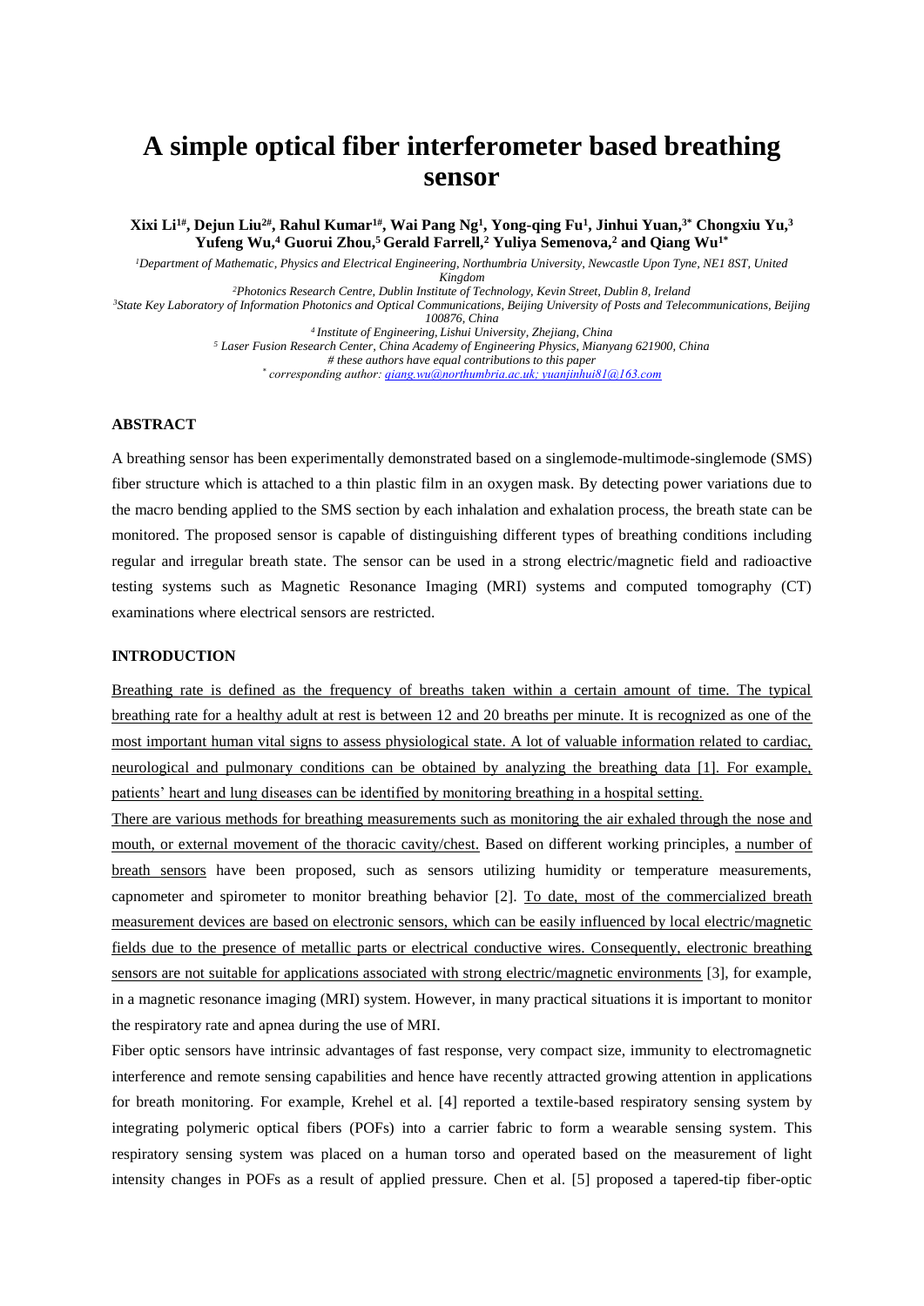# A simple optical fiber interferometer based breathing sensor

**Xixi Li[1#], Dejun Liu[2#], Rahul Kumar[1#], Wai Pang Ng[1], Yong-qing Fu[1], Jinhui Yuan,[3*] Chongxiu Yu,[3] Yufeng Wu,[4] Guorui Zhou,[5] Gerald Farrell,[2] Yuliya Semenova,[2] and Qiang Wu[1*]**

*[1]Department of Mathematic, Physics and Electrical Engineering, Northumbria University, Newcastle Upon Tyne, NE1 8ST, United Kingdom*

*[2]Photonics Research Centre, Dublin Institute of Technology, Kevin Street, Dublin 8, Ireland*

*[3]State Key Laboratory of Information Photonics and Optical Communications, Beijing University of Posts and Telecommunications, Beijing 100876, China*

*[4]Institute of Engineering, Lishui University, Zhejiang, China*

*[5]Laser Fusion Research Center, China Academy of Engineering Physics, Mianyang 621900, China*

*# these authors have equal contributions to this paper*

*\* corresponding author: qiang.wu@northumbria.ac.uk; yuanjinhui81@163.com*

### ABSTRACT

A breathing sensor has been experimentally demonstrated based on a singlemode-multimode-singlemode (SMS) fiber structure which is attached to a thin plastic film in an oxygen mask. By detecting power variations due to the macro bending applied to the SMS section by each inhalation and exhalation process, the breath state can be monitored. The proposed sensor is capable of distinguishing different types of breathing conditions including regular and irregular breath state. The sensor can be used in a strong electric/magnetic field and radioactive testing systems such as Magnetic Resonance Imaging (MRI) systems and computed tomography (CT) examinations where electrical sensors are restricted.

### INTRODUCTION

Breathing rate is defined as the frequency of breaths taken within a certain amount of time. The typical breathing rate for a healthy adult at rest is between 12 and 20 breaths per minute. It is recognized as one of the most important human vital signs to assess physiological state. A lot of valuable information related to cardiac, neurological and pulmonary conditions can be obtained by analyzing the breathing data [1]. For example, patients' heart and lung diseases can be identified by monitoring breathing in a hospital setting.

There are various methods for breathing measurements such as monitoring the air exhaled through the nose and mouth, or external movement of the thoracic cavity/chest. Based on different working principles, a number of breath sensors have been proposed, such as sensors utilizing humidity or temperature measurements, capnometer and spirometer to monitor breathing behavior [2]. To date, most of the commercialized breath measurement devices are based on electronic sensors, which can be easily influenced by local electric/magnetic fields due to the presence of metallic parts or electrical conductive wires. Consequently, electronic breathing sensors are not suitable for applications associated with strong electric/magnetic environments [3], for example, in a magnetic resonance imaging (MRI) system. However, in many practical situations it is important to monitor the respiratory rate and apnea during the use of MRI.

Fiber optic sensors have intrinsic advantages of fast response, very compact size, immunity to electromagnetic interference and remote sensing capabilities and hence have recently attracted growing attention in applications for breath monitoring. For example, Krehel et al. [4] reported a textile-based respiratory sensing system by integrating polymeric optical fibers (POFs) into a carrier fabric to form a wearable sensing system. This respiratory sensing system was placed on a human torso and operated based on the measurement of light intensity changes in POFs as a result of applied pressure. Chen et al. [5] proposed a tapered-tip fiber-optic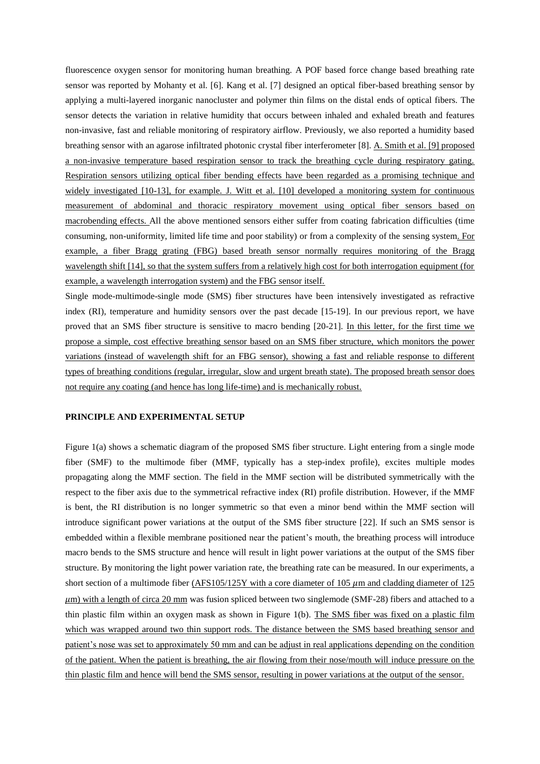fluorescence oxygen sensor for monitoring human breathing. A POF based force change based breathing rate sensor was reported by Mohanty et al. [6]. Kang et al. [7] designed an optical fiber-based breathing sensor by applying a multi-layered inorganic nanocluster and polymer thin films on the distal ends of optical fibers. The sensor detects the variation in relative humidity that occurs between inhaled and exhaled breath and features non-invasive, fast and reliable monitoring of respiratory airflow. Previously, we also reported a humidity based breathing sensor with an agarose infiltrated photonic crystal fiber interferometer [8]. A. Smith et al. [9] proposed a non-invasive temperature based respiration sensor to track the breathing cycle during respiratory gating. Respiration sensors utilizing optical fiber bending effects have been regarded as a promising technique and widely investigated [10-13], for example. J. Witt et al. [10] developed a monitoring system for continuous measurement of abdominal and thoracic respiratory movement using optical fiber sensors based on macrobending effects. All the above mentioned sensors either suffer from coating fabrication difficulties (time consuming, non-uniformity, limited life time and poor stability) or from a complexity of the sensing system. For example, a fiber Bragg grating (FBG) based breath sensor normally requires monitoring of the Bragg wavelength shift [14], so that the system suffers from a relatively high cost for both interrogation equipment (for example, a wavelength interrogation system) and the FBG sensor itself.

Single mode-multimode-single mode (SMS) fiber structures have been intensively investigated as refractive index (RI), temperature and humidity sensors over the past decade [15-19]. In our previous report, we have proved that an SMS fiber structure is sensitive to macro bending [20-21]. In this letter, for the first time we propose a simple, cost effective breathing sensor based on an SMS fiber structure, which monitors the power variations (instead of wavelength shift for an FBG sensor), showing a fast and reliable response to different types of breathing conditions (regular, irregular, slow and urgent breath state). The proposed breath sensor does not require any coating (and hence has long life-time) and is mechanically robust.

## PRINCIPLE AND EXPERIMENTAL SETUP

Figure 1(a) shows a schematic diagram of the proposed SMS fiber structure. Light entering from a single mode fiber (SMF) to the multimode fiber (MMF, typically has a step-index profile), excites multiple modes propagating along the MMF section. The field in the MMF section will be distributed symmetrically with the respect to the fiber axis due to the symmetrical refractive index (RI) profile distribution. However, if the MMF is bent, the RI distribution is no longer symmetric so that even a minor bend within the MMF section will introduce significant power variations at the output of the SMS fiber structure [22]. If such an SMS sensor is embedded within a flexible membrane positioned near the patient's mouth, the breathing process will introduce macro bends to the SMS structure and hence will result in light power variations at the output of the SMS fiber structure. By monitoring the light power variation rate, the breathing rate can be measured. In our experiments, a short section of a multimode fiber (AFS105/125Y with a core diameter of 105 $\mu$m and cladding diameter of 125 $\mu$m) with a length of circa 20 mm was fusion spliced between two singlemode (SMF-28) fibers and attached to a thin plastic film within an oxygen mask as shown in Figure 1(b). The SMS fiber was fixed on a plastic film which was wrapped around two thin support rods. The distance between the SMS based breathing sensor and patient's nose was set to approximately 50 mm and can be adjust in real applications depending on the condition of the patient. When the patient is breathing, the air flowing from their nose/mouth will induce pressure on the thin plastic film and hence will bend the SMS sensor, resulting in power variations at the output of the sensor.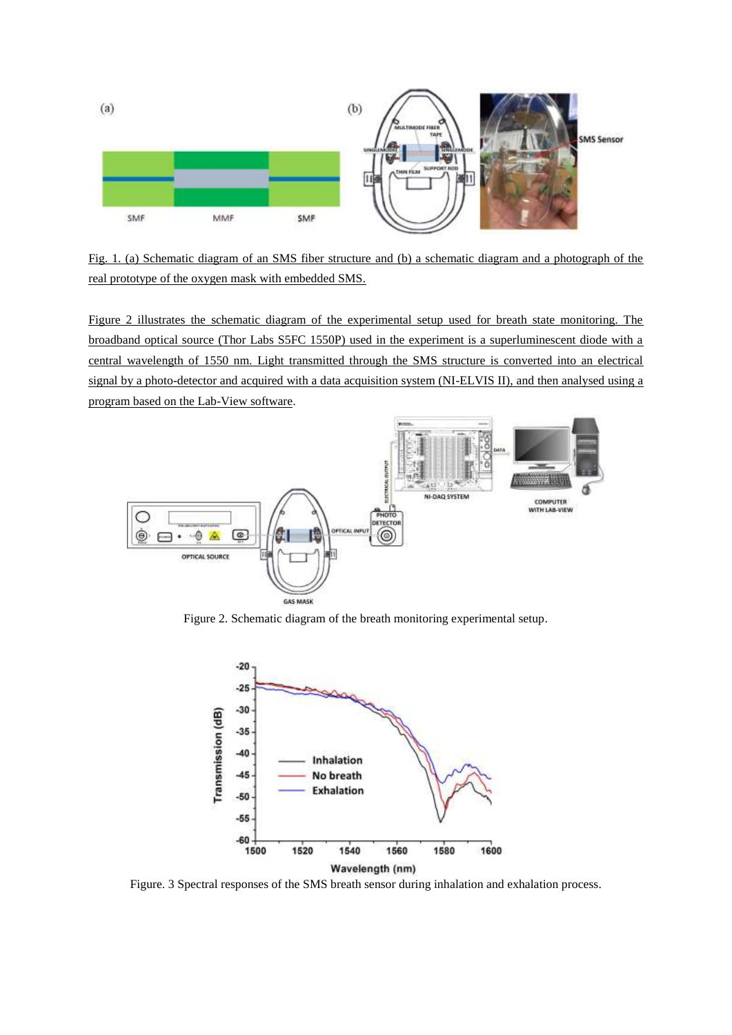Fig. 1. (a) Schematic diagram of an SMS fiber structure and (b) a schematic diagram and a photograph of the real prototype of the oxygen mask with embedded SMS.

Figure 2 illustrates the schematic diagram of the experimental setup used for breath state monitoring. The broadband optical source (Thor Labs S5FC 1550P) used in the experiment is a superluminescent diode with a central wavelength of 1550 nm. Light transmitted through the SMS structure is converted into an electrical signal by a photo-detector and acquired with a data acquisition system (NI-ELVIS II), and then analysed using a program based on the Lab-View software.

Figure 2. Schematic diagram of the breath monitoring experimental setup.

Figure. 3 Spectral responses of the SMS breath sensor during inhalation and exhalation process.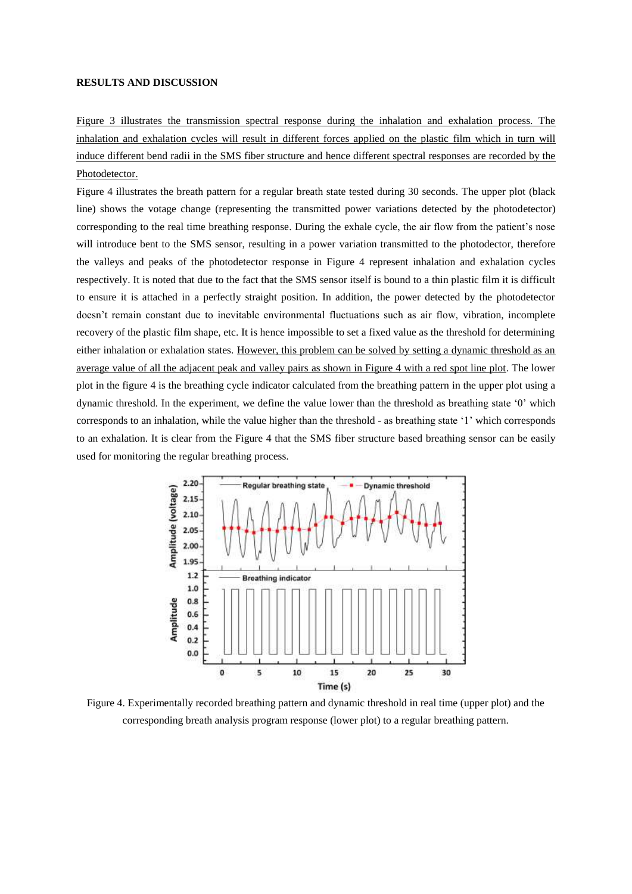**RESULTS AND DISCUSSION**

Figure 3 illustrates the transmission spectral response during the inhalation and exhalation process. The inhalation and exhalation cycles will result in different forces applied on the plastic film which in turn will induce different bend radii in the SMS fiber structure and hence different spectral responses are recorded by the Photodetector.

Figure 4 illustrates the breath pattern for a regular breath state tested during 30 seconds. The upper plot (black line) shows the votage change (representing the transmitted power variations detected by the photodetector) corresponding to the real time breathing response. During the exhale cycle, the air flow from the patient's nose will introduce bent to the SMS sensor, resulting in a power variation transmitted to the photodector, therefore the valleys and peaks of the photodetector response in Figure 4 represent inhalation and exhalation cycles respectively. It is noted that due to the fact that the SMS sensor itself is bound to a thin plastic film it is difficult to ensure it is attached in a perfectly straight position. In addition, the power detected by the photodetector doesn't remain constant due to inevitable environmental fluctuations such as air flow, vibration, incomplete recovery of the plastic film shape, etc. It is hence impossible to set a fixed value as the threshold for determining either inhalation or exhalation states. However, this problem can be solved by setting a dynamic threshold as an average value of all the adjacent peak and valley pairs as shown in Figure 4 with a red spot line plot. The lower plot in the figure 4 is the breathing cycle indicator calculated from the breathing pattern in the upper plot using a dynamic threshold. In the experiment, we define the value lower than the threshold as breathing state '0' which corresponds to an inhalation, while the value higher than the threshold - as breathing state '1' which corresponds to an exhalation. It is clear from the Figure 4 that the SMS fiber structure based breathing sensor can be easily used for monitoring the regular breathing process.

Figure 4. Experimentally recorded breathing pattern and dynamic threshold in real time (upper plot) and the corresponding breath analysis program response (lower plot) to a regular breathing pattern.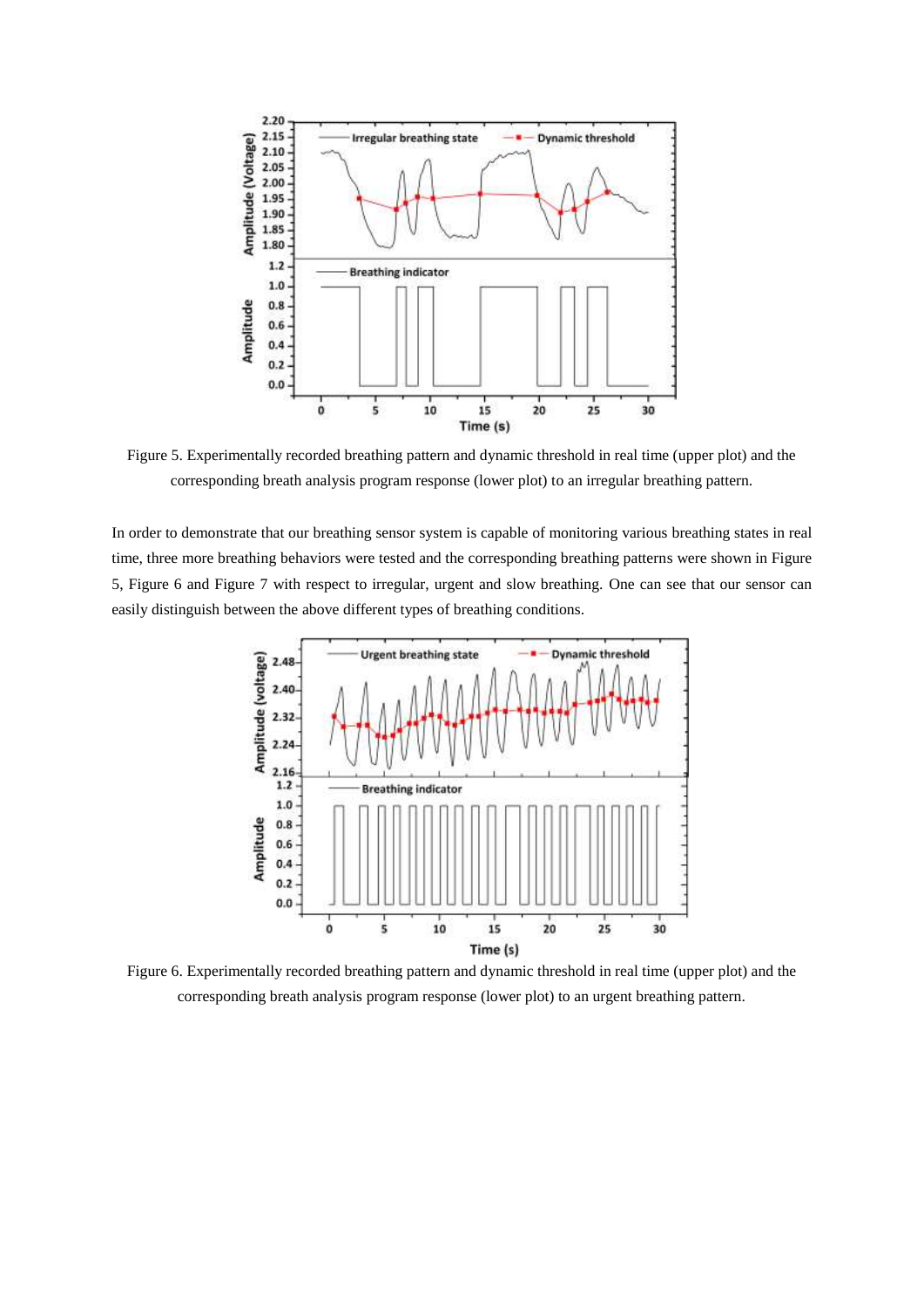Figure 5. Experimentally recorded breathing pattern and dynamic threshold in real time (upper plot) and the corresponding breath analysis program response (lower plot) to an irregular breathing pattern.

In order to demonstrate that our breathing sensor system is capable of monitoring various breathing states in real time, three more breathing behaviors were tested and the corresponding breathing patterns were shown in Figure 5, Figure 6 and Figure 7 with respect to irregular, urgent and slow breathing. One can see that our sensor can easily distinguish between the above different types of breathing conditions.

Figure 6. Experimentally recorded breathing pattern and dynamic threshold in real time (upper plot) and the corresponding breath analysis program response (lower plot) to an urgent breathing pattern.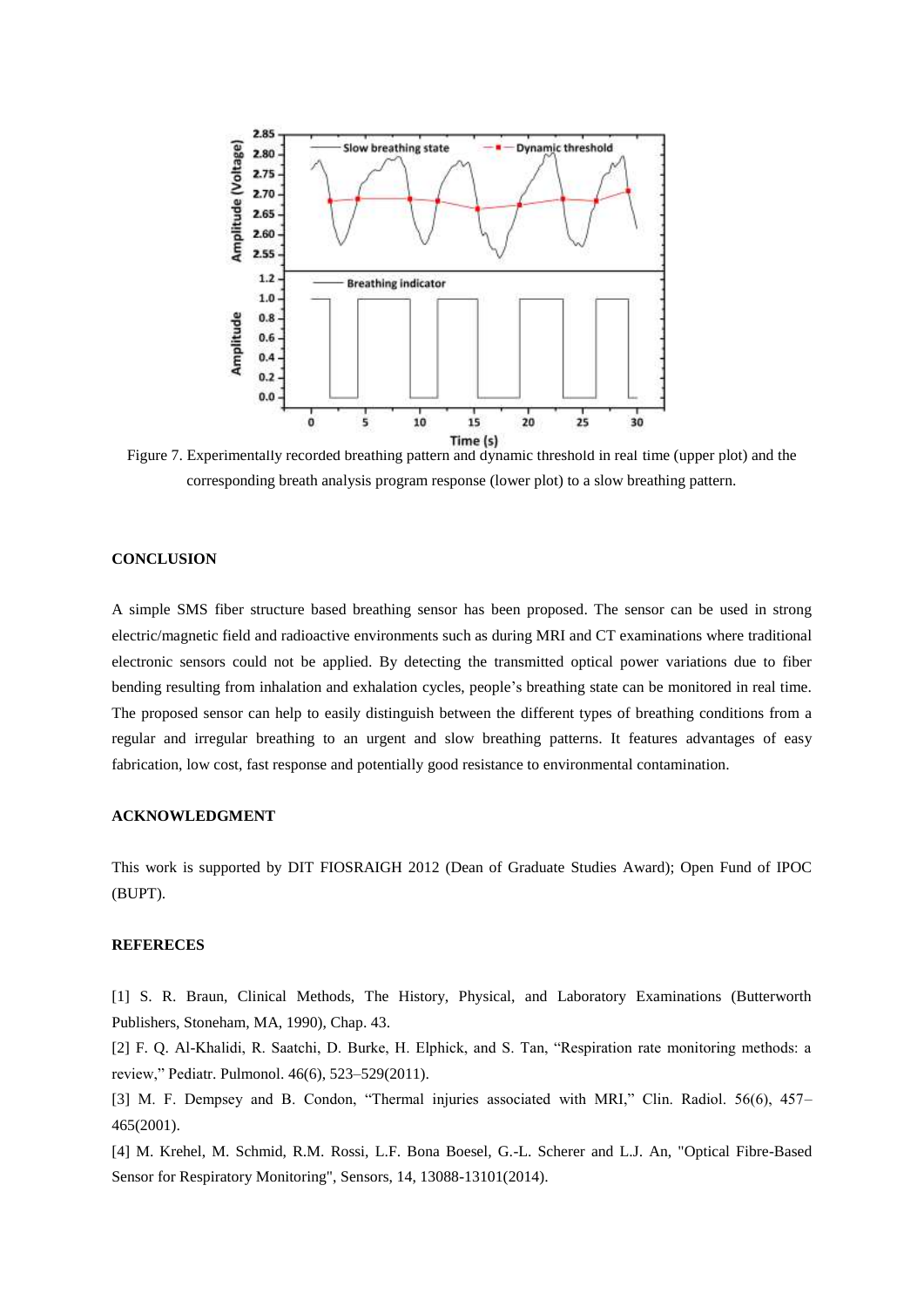Figure 7. Experimentally recorded breathing pattern and dynamic threshold in real time (upper plot) and the corresponding breath analysis program response (lower plot) to a slow breathing pattern.

## CONCLUSION

A simple SMS fiber structure based breathing sensor has been proposed. The sensor can be used in strong electric/magnetic field and radioactive environments such as during MRI and CT examinations where traditional electronic sensors could not be applied. By detecting the transmitted optical power variations due to fiber bending resulting from inhalation and exhalation cycles, people's breathing state can be monitored in real time. The proposed sensor can help to easily distinguish between the different types of breathing conditions from a regular and irregular breathing to an urgent and slow breathing patterns. It features advantages of easy fabrication, low cost, fast response and potentially good resistance to environmental contamination.

## ACKNOWLEDGMENT

This work is supported by DIT FIOSRAIGH 2012 (Dean of Graduate Studies Award); Open Fund of IPOC (BUPT).

## REFERECES

[1] S. R. Braun, Clinical Methods, The History, Physical, and Laboratory Examinations (Butterworth Publishers, Stoneham, MA, 1990), Chap. 43.

[2] F. Q. Al-Khalidi, R. Saatchi, D. Burke, H. Elphick, and S. Tan, "Respiration rate monitoring methods: a review," Pediatr. Pulmonol. 46(6), 523–529(2011).

[3] M. F. Dempsey and B. Condon, "Thermal injuries associated with MRI," Clin. Radiol. 56(6), 457–465(2001).

[4] M. Krehel, M. Schmid, R.M. Rossi, L.F. Bona Boesel, G.-L. Scherer and L.J. An, "Optical Fibre-Based Sensor for Respiratory Monitoring", Sensors, 14, 13088-13101(2014).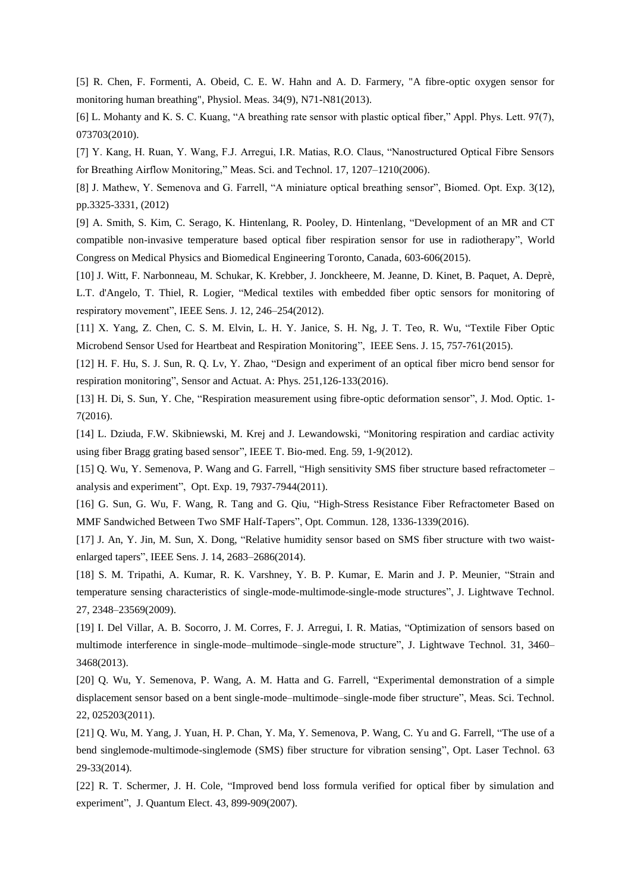[5] R. Chen, F. Formenti, A. Obeid, C. E. W. Hahn and A. D. Farmery, "A fibre-optic oxygen sensor for monitoring human breathing", Physiol. Meas. 34(9), N71-N81(2013).

[6] L. Mohanty and K. S. C. Kuang, "A breathing rate sensor with plastic optical fiber," Appl. Phys. Lett. 97(7), 073703(2010).

[7] Y. Kang, H. Ruan, Y. Wang, F.J. Arregui, I.R. Matias, R.O. Claus, "Nanostructured Optical Fibre Sensors for Breathing Airflow Monitoring," Meas. Sci. and Technol. 17, 1207–1210(2006).

[8] J. Mathew, Y. Semenova and G. Farrell, "A miniature optical breathing sensor", Biomed. Opt. Exp. 3(12), pp.3325-3331, (2012)

[9] A. Smith, S. Kim, C. Serago, K. Hintenlang, R. Pooley, D. Hintenlang, "Development of an MR and CT compatible non-invasive temperature based optical fiber respiration sensor for use in radiotherapy", World Congress on Medical Physics and Biomedical Engineering Toronto, Canada, 603-606(2015).

[10] J. Witt, F. Narbonneau, M. Schukar, K. Krebber, J. Jonckheere, M. Jeanne, D. Kinet, B. Paquet, A. Deprè, L.T. d'Angelo, T. Thiel, R. Logier, "Medical textiles with embedded fiber optic sensors for monitoring of respiratory movement", IEEE Sens. J. 12, 246–254(2012).

[11] X. Yang, Z. Chen, C. S. M. Elvin, L. H. Y. Janice, S. H. Ng, J. T. Teo, R. Wu, "Textile Fiber Optic Microbend Sensor Used for Heartbeat and Respiration Monitoring", IEEE Sens. J. 15, 757-761(2015).

[12] H. F. Hu, S. J. Sun, R. Q. Lv, Y. Zhao, "Design and experiment of an optical fiber micro bend sensor for respiration monitoring", Sensor and Actuat. A: Phys. 251,126-133(2016).

[13] H. Di, S. Sun, Y. Che, "Respiration measurement using fibre-optic deformation sensor", J. Mod. Optic. 1-7(2016).

[14] L. Dziuda, F.W. Skibniewski, M. Krej and J. Lewandowski, "Monitoring respiration and cardiac activity using fiber Bragg grating based sensor", IEEE T. Bio-med. Eng. 59, 1-9(2012).

[15] Q. Wu, Y. Semenova, P. Wang and G. Farrell, "High sensitivity SMS fiber structure based refractometer – analysis and experiment", Opt. Exp. 19, 7937-7944(2011).

[16] G. Sun, G. Wu, F. Wang, R. Tang and G. Qiu, "High-Stress Resistance Fiber Refractometer Based on MMF Sandwiched Between Two SMF Half-Tapers", Opt. Commun. 128, 1336-1339(2016).

[17] J. An, Y. Jin, M. Sun, X. Dong, "Relative humidity sensor based on SMS fiber structure with two waist-enlarged tapers", IEEE Sens. J. 14, 2683–2686(2014).

[18] S. M. Tripathi, A. Kumar, R. K. Varshney, Y. B. P. Kumar, E. Marin and J. P. Meunier, "Strain and temperature sensing characteristics of single-mode-multimode-single-mode structures", J. Lightwave Technol. 27, 2348–23569(2009).

[19] I. Del Villar, A. B. Socorro, J. M. Corres, F. J. Arregui, I. R. Matias, "Optimization of sensors based on multimode interference in single-mode–multimode–single-mode structure", J. Lightwave Technol. 31, 3460–3468(2013).

[20] Q. Wu, Y. Semenova, P. Wang, A. M. Hatta and G. Farrell, "Experimental demonstration of a simple displacement sensor based on a bent single-mode–multimode–single-mode fiber structure", Meas. Sci. Technol. 22, 025203(2011).

[21] Q. Wu, M. Yang, J. Yuan, H. P. Chan, Y. Ma, Y. Semenova, P. Wang, C. Yu and G. Farrell, "The use of a bend singlemode-multimode-singlemode (SMS) fiber structure for vibration sensing", Opt. Laser Technol. 63 29-33(2014).

[22] R. T. Schermer, J. H. Cole, "Improved bend loss formula verified for optical fiber by simulation and experiment", J. Quantum Elect. 43, 899-909(2007).